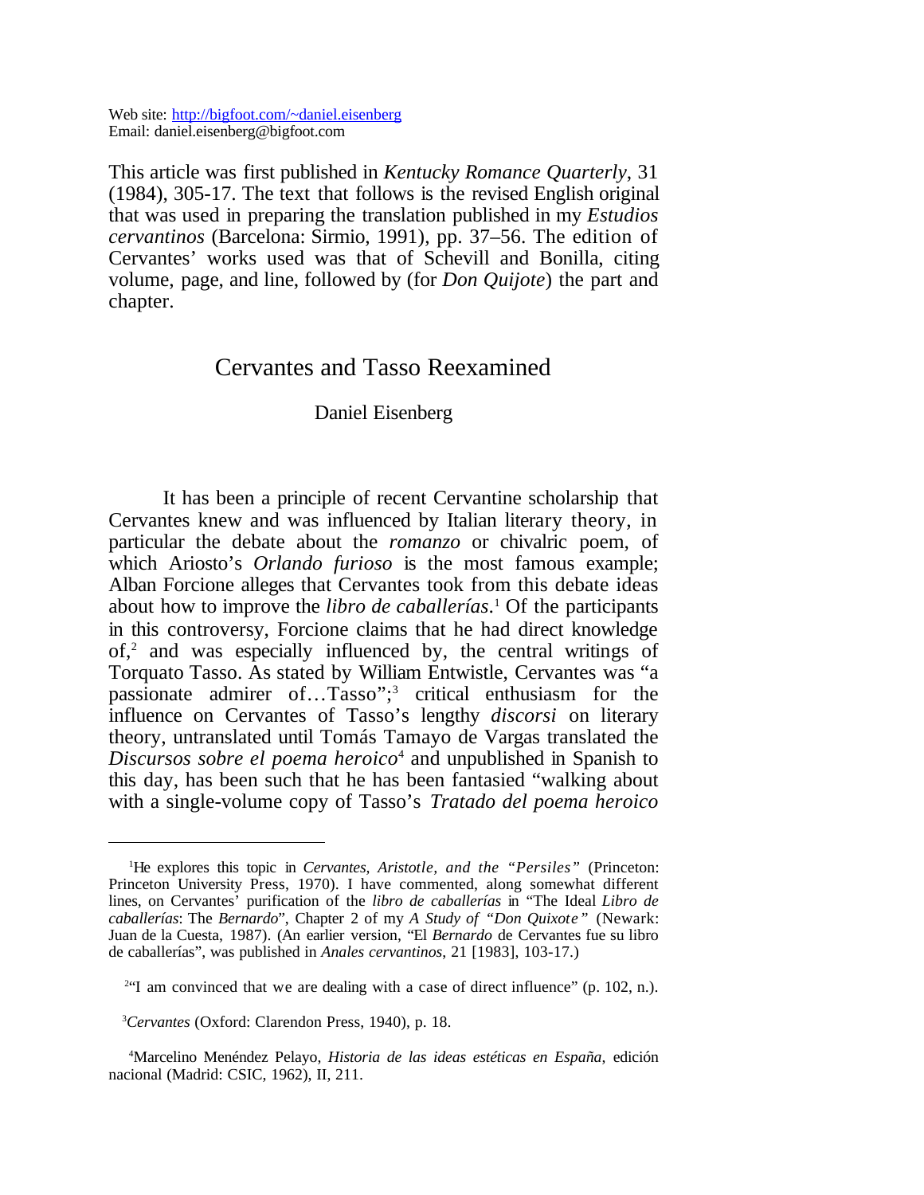Web site: http://bigfoot.com/~daniel.eisenberg
Email: daniel.eisenberg@bigfoot.com

This article was first published in *Kentucky Romance Quarterly*, 31 (1984), 305-17. The text that follows is the revised English original that was used in preparing the translation published in my *Estudios cervantinos* (Barcelona: Sirmio, 1991), pp. 37–56. The edition of Cervantes' works used was that of Schevill and Bonilla, citing volume, page, and line, followed by (for *Don Quijote*) the part and chapter.

# Cervantes and Tasso Reexamined

Daniel Eisenberg

It has been a principle of recent Cervantine scholarship that Cervantes knew and was influenced by Italian literary theory, in particular the debate about the *romanzo* or chivalric poem, of which Ariosto's *Orlando furioso* is the most famous example; Alban Forcione alleges that Cervantes took from this debate ideas about how to improve the *libro de caballerías*.[1] Of the participants in this controversy, Forcione claims that he had direct knowledge of,[2] and was especially influenced by, the central writings of Torquato Tasso. As stated by William Entwistle, Cervantes was "a passionate admirer of…Tasso";[3] critical enthusiasm for the influence on Cervantes of Tasso's lengthy *discorsi* on literary theory, untranslated until Tomás Tamayo de Vargas translated the *Discursos sobre el poema heroico*[4] and unpublished in Spanish to this day, has been such that he has been fantasied "walking about with a single-volume copy of Tasso's *Tratado del poema heroico*

---

[1]He explores this topic in *Cervantes, Aristotle, and the "Persiles"* (Princeton: Princeton University Press, 1970). I have commented, along somewhat different lines, on Cervantes' purification of the *libro de caballerías* in "The Ideal *Libro de caballerías*: The *Bernardo*", Chapter 2 of my *A Study of "Don Quixote"* (Newark: Juan de la Cuesta, 1987). (An earlier version, "El *Bernardo* de Cervantes fue su libro de caballerías", was published in *Anales cervantinos*, 21 [1983], 103-17.)

[2]"I am convinced that we are dealing with a case of direct influence" (p. 102, n.).

[3]*Cervantes* (Oxford: Clarendon Press, 1940), p. 18.

[4]Marcelino Menéndez Pelayo, *Historia de las ideas estéticas en España*, edición nacional (Madrid: CSIC, 1962), II, 211.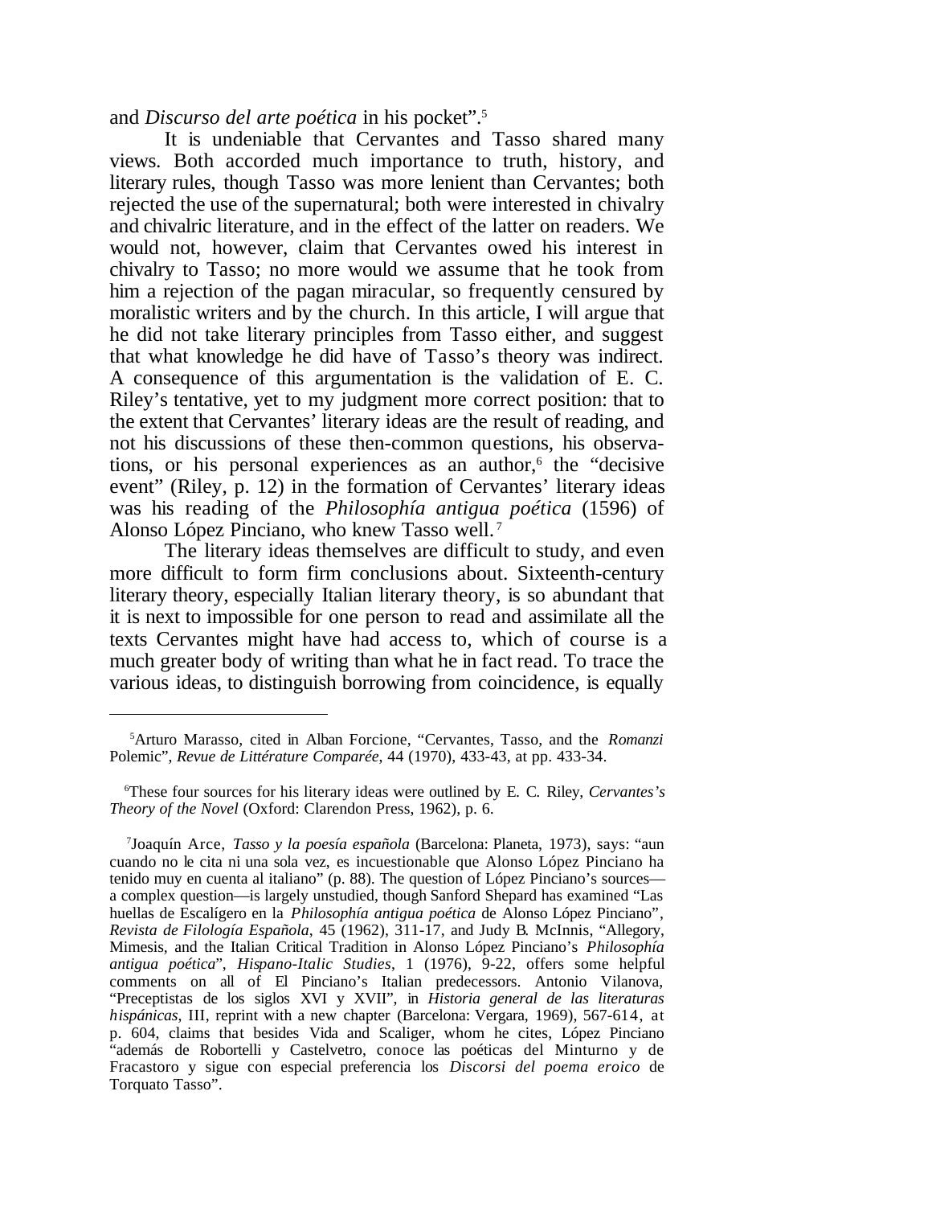and *Discurso del arte poética* in his pocket".[5]

It is undeniable that Cervantes and Tasso shared many views. Both accorded much importance to truth, history, and literary rules, though Tasso was more lenient than Cervantes; both rejected the use of the supernatural; both were interested in chivalry and chivalric literature, and in the effect of the latter on readers. We would not, however, claim that Cervantes owed his interest in chivalry to Tasso; no more would we assume that he took from him a rejection of the pagan miracular, so frequently censured by moralistic writers and by the church. In this article, I will argue that he did not take literary principles from Tasso either, and suggest that what knowledge he did have of Tasso's theory was indirect. A consequence of this argumentation is the validation of E. C. Riley's tentative, yet to my judgment more correct position: that to the extent that Cervantes' literary ideas are the result of reading, and not his discussions of these then-common questions, his observations, or his personal experiences as an author,[6] the "decisive event" (Riley, p. 12) in the formation of Cervantes' literary ideas was his reading of the *Philosophía antigua poética* (1596) of Alonso López Pinciano, who knew Tasso well.[7]

The literary ideas themselves are difficult to study, and even more difficult to form firm conclusions about. Sixteenth-century literary theory, especially Italian literary theory, is so abundant that it is next to impossible for one person to read and assimilate all the texts Cervantes might have had access to, which of course is a much greater body of writing than what he in fact read. To trace the various ideas, to distinguish borrowing from coincidence, is equally

---

[5] Arturo Marasso, cited in Alban Forcione, "Cervantes, Tasso, and the *Romanzi* Polemic", *Revue de Littérature Comparée*, 44 (1970), 433-43, at pp. 433-34.

[6] These four sources for his literary ideas were outlined by E. C. Riley, *Cervantes's Theory of the Novel* (Oxford: Clarendon Press, 1962), p. 6.

[7] Joaquín Arce, *Tasso y la poesía española* (Barcelona: Planeta, 1973), says: "aun cuando no le cita ni una sola vez, es incuestionable que Alonso López Pinciano ha tenido muy en cuenta al italiano" (p. 88). The question of López Pinciano's sources—a complex question—is largely unstudied, though Sanford Shepard has examined "Las huellas de Escalígero en la *Philosophía antigua poética* de Alonso López Pinciano", *Revista de Filología Española*, 45 (1962), 311-17, and Judy B. McInnis, "Allegory, Mimesis, and the Italian Critical Tradition in Alonso López Pinciano's *Philosophía antigua poética*", *Hispano-Italic Studies*, 1 (1976), 9-22, offers some helpful comments on all of El Pinciano's Italian predecessors. Antonio Vilanova, "Preceptistas de los siglos XVI y XVII", in *Historia general de las literaturas hispánicas*, III, reprint with a new chapter (Barcelona: Vergara, 1969), 567-614, at p. 604, claims that besides Vida and Scaliger, whom he cites, López Pinciano "además de Robortelli y Castelvetro, conoce las poéticas del Minturno y de Fracastoro y sigue con especial preferencia los *Discorsi del poema eroico* de Torquato Tasso".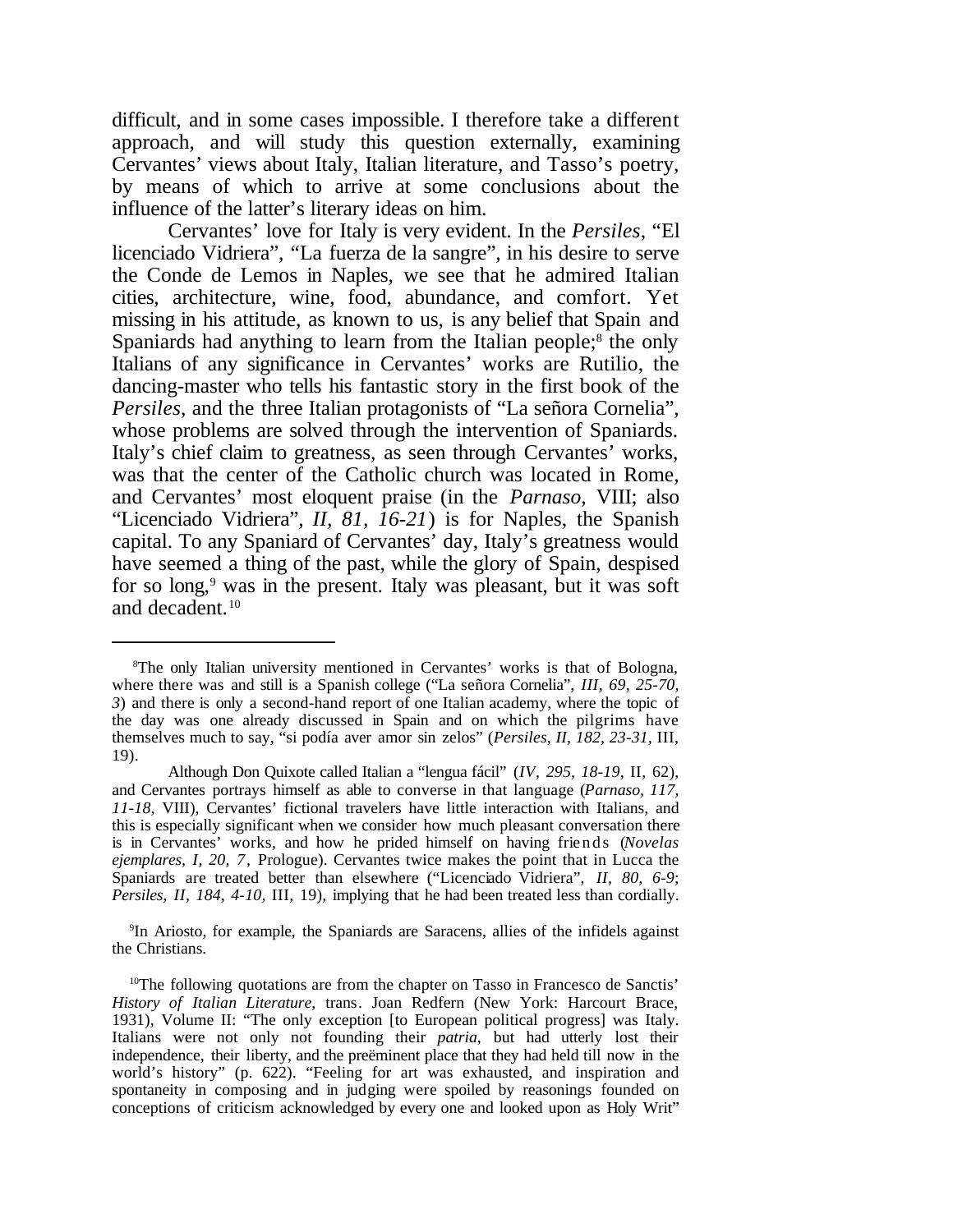difficult, and in some cases impossible. I therefore take a different approach, and will study this question externally, examining Cervantes' views about Italy, Italian literature, and Tasso's poetry, by means of which to arrive at some conclusions about the influence of the latter's literary ideas on him.

Cervantes' love for Italy is very evident. In the *Persiles*, "El licenciado Vidriera", "La fuerza de la sangre", in his desire to serve the Conde de Lemos in Naples, we see that he admired Italian cities, architecture, wine, food, abundance, and comfort. Yet missing in his attitude, as known to us, is any belief that Spain and Spaniards had anything to learn from the Italian people;[8] the only Italians of any significance in Cervantes' works are Rutilio, the dancing-master who tells his fantastic story in the first book of the *Persiles*, and the three Italian protagonists of "La señora Cornelia", whose problems are solved through the intervention of Spaniards. Italy's chief claim to greatness, as seen through Cervantes' works, was that the center of the Catholic church was located in Rome, and Cervantes' most eloquent praise (in the *Parnaso*, VIII; also "Licenciado Vidriera", *II, 81, 16-21*) is for Naples, the Spanish capital. To any Spaniard of Cervantes' day, Italy's greatness would have seemed a thing of the past, while the glory of Spain, despised for so long,[9] was in the present. Italy was pleasant, but it was soft and decadent.[10]

---

[8]The only Italian university mentioned in Cervantes' works is that of Bologna, where there was and still is a Spanish college ("La señora Cornelia", *III, 69, 25-70, 3*) and there is only a second-hand report of one Italian academy, where the topic of the day was one already discussed in Spain and on which the pilgrims have themselves much to say, "si podía aver amor sin zelos" (*Persiles, II, 182, 23-31,* III, 19).

Although Don Quixote called Italian a "lengua fácil" (*IV, 295, 18-19,* II, 62), and Cervantes portrays himself as able to converse in that language (*Parnaso*, *117, 11-18,* VIII), Cervantes' fictional travelers have little interaction with Italians, and this is especially significant when we consider how much pleasant conversation there is in Cervantes' works, and how he prided himself on having friends (*Novelas ejemplares, I, 20, 7*, Prologue). Cervantes twice makes the point that in Lucca the Spaniards are treated better than elsewhere ("Licenciado Vidriera", *II, 80, 6-9*; *Persiles, II, 184, 4-10,* III, 19), implying that he had been treated less than cordially.

[9]In Ariosto, for example, the Spaniards are Saracens, allies of the infidels against the Christians.

[10]The following quotations are from the chapter on Tasso in Francesco de Sanctis' *History of Italian Literature*, trans. Joan Redfern (New York: Harcourt Brace, 1931), Volume II: "The only exception [to European political progress] was Italy. Italians were not only not founding their *patria*, but had utterly lost their independence, their liberty, and the preëminent place that they had held till now in the world's history" (p. 622). "Feeling for art was exhausted, and inspiration and spontaneity in composing and in judging were spoiled by reasonings founded on conceptions of criticism acknowledged by every one and looked upon as Holy Writ"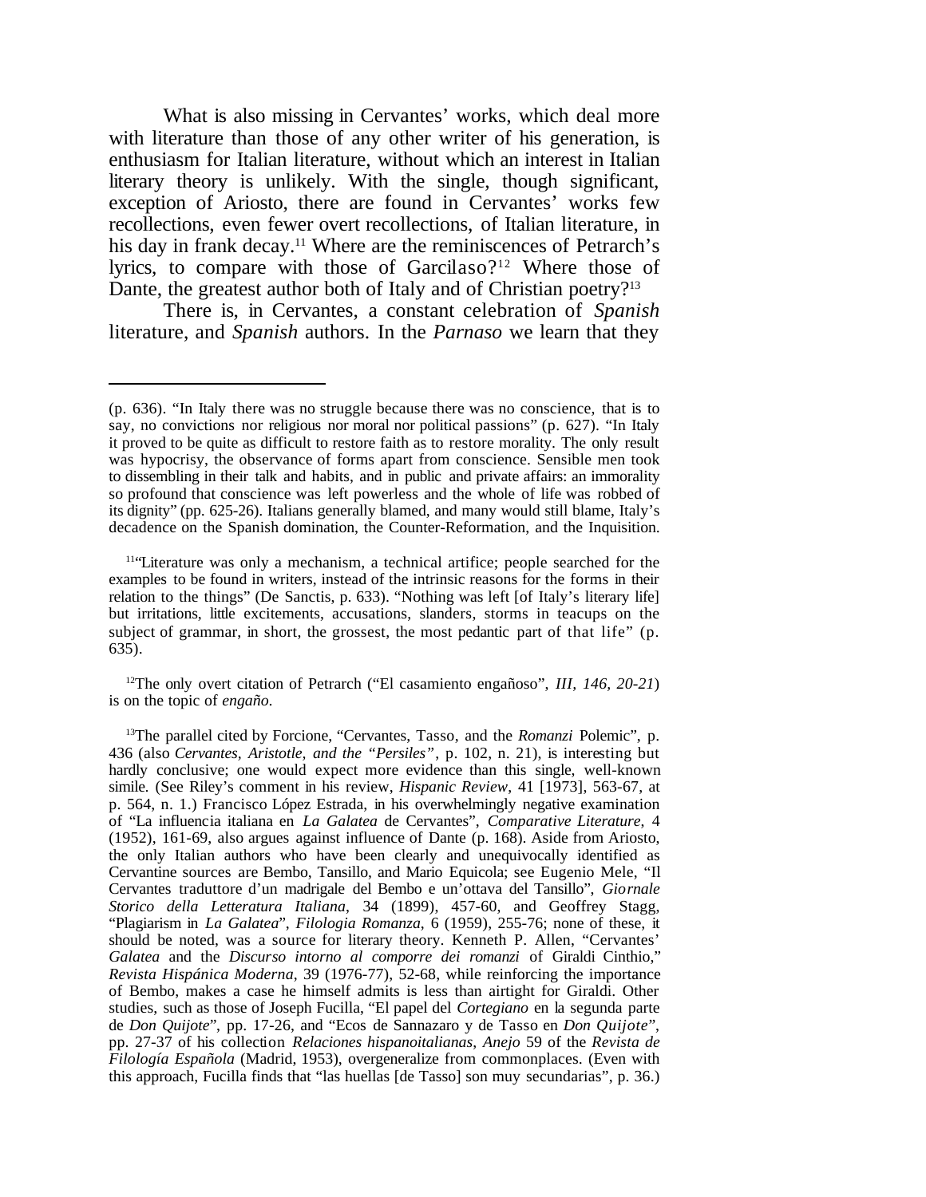What is also missing in Cervantes' works, which deal more with literature than those of any other writer of his generation, is enthusiasm for Italian literature, without which an interest in Italian literary theory is unlikely. With the single, though significant, exception of Ariosto, there are found in Cervantes' works few recollections, even fewer overt recollections, of Italian literature, in his day in frank decay.[11] Where are the reminiscences of Petrarch's lyrics, to compare with those of Garcilaso?[12] Where those of Dante, the greatest author both of Italy and of Christian poetry?[13]

There is, in Cervantes, a constant celebration of *Spanish* literature, and *Spanish* authors. In the *Parnaso* we learn that they

---

(p. 636). "In Italy there was no struggle because there was no conscience, that is to say, no convictions nor religious nor moral nor political passions" (p. 627). "In Italy it proved to be quite as difficult to restore faith as to restore morality. The only result was hypocrisy, the observance of forms apart from conscience. Sensible men took to dissembling in their talk and habits, and in public and private affairs: an immorality so profound that conscience was left powerless and the whole of life was robbed of its dignity" (pp. 625-26). Italians generally blamed, and many would still blame, Italy's decadence on the Spanish domination, the Counter-Reformation, and the Inquisition.

[11]"Literature was only a mechanism, a technical artifice; people searched for the examples to be found in writers, instead of the intrinsic reasons for the forms in their relation to the things" (De Sanctis, p. 633). "Nothing was left [of Italy's literary life] but irritations, little excitements, accusations, slanders, storms in teacups on the subject of grammar, in short, the grossest, the most pedantic part of that life" (p. 635).

[12]The only overt citation of Petrarch ("El casamiento engañoso", *III, 146, 20-21*) is on the topic of *engaño*.

[13]The parallel cited by Forcione, "Cervantes, Tasso, and the *Romanzi* Polemic", p. 436 (also *Cervantes, Aristotle, and the "Persiles"*, p. 102, n. 21), is interesting but hardly conclusive; one would expect more evidence than this single, well-known simile. (See Riley's comment in his review, *Hispanic Review*, 41 [1973], 563-67, at p. 564, n. 1.) Francisco López Estrada, in his overwhelmingly negative examination of "La influencia italiana en *La Galatea* de Cervantes", *Comparative Literature*, 4 (1952), 161-69, also argues against influence of Dante (p. 168). Aside from Ariosto, the only Italian authors who have been clearly and unequivocally identified as Cervantine sources are Bembo, Tansillo, and Mario Equicola; see Eugenio Mele, "Il Cervantes traduttore d'un madrigale del Bembo e un'ottava del Tansillo", *Giornale Storico della Letteratura Italiana*, 34 (1899), 457-60, and Geoffrey Stagg, "Plagiarism in *La Galatea*", *Filologia Romanza*, 6 (1959), 255-76; none of these, it should be noted, was a source for literary theory. Kenneth P. Allen, "Cervantes' *Galatea* and the *Discurso intorno al comporre dei romanzi* of Giraldi Cinthio," *Revista Hispánica Moderna*, 39 (1976-77), 52-68, while reinforcing the importance of Bembo, makes a case he himself admits is less than airtight for Giraldi. Other studies, such as those of Joseph Fucilla, "El papel del *Cortegiano* en la segunda parte de *Don Quijote*", pp. 17-26, and "Ecos de Sannazaro y de Tasso en *Don Quijote*", pp. 27-37 of his collection *Relaciones hispanoitalianas*, *Anejo* 59 of the *Revista de Filología Española* (Madrid, 1953), overgeneralize from commonplaces. (Even with this approach, Fucilla finds that "las huellas [de Tasso] son muy secundarias", p. 36.)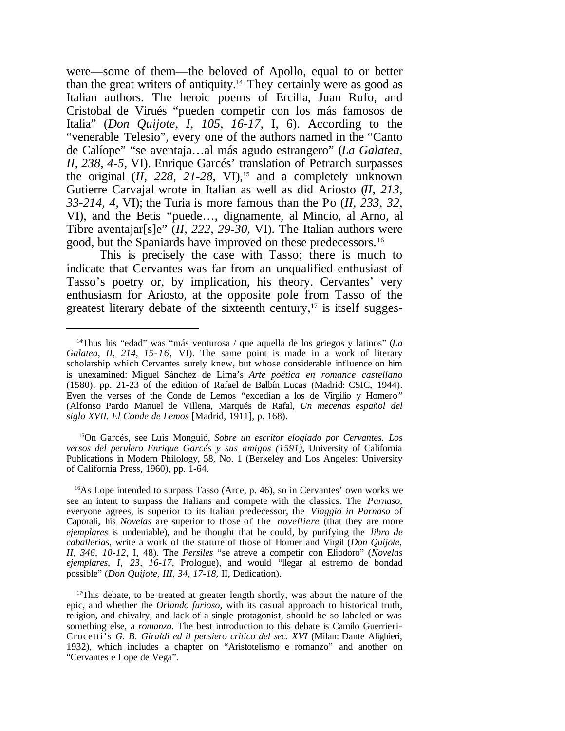were—some of them—the beloved of Apollo, equal to or better than the great writers of antiquity.[14] They certainly were as good as Italian authors. The heroic poems of Ercilla, Juan Rufo, and Cristobal de Virués "pueden competir con los más famosos de Italia" (*Don Quijote, I, 105, 16-17,* I, 6). According to the "venerable Telesio", every one of the authors named in the "Canto de Calíope" "se aventaja…al más agudo estrangero" (*La Galatea, II, 238, 4-5,* VI). Enrique Garcés' translation of Petrarch surpasses the original (*II, 228, 21-28,* VI),[15] and a completely unknown Gutierre Carvajal wrote in Italian as well as did Ariosto (*II, 213, 33-214, 4,* VI); the Turia is more famous than the Po (*II, 233, 32,* VI), and the Betis "puede…, dignamente, al Mincio, al Arno, al Tibre aventajar[s]e" (*II, 222, 29-30,* VI). The Italian authors were good, but the Spaniards have improved on these predecessors.[16]

This is precisely the case with Tasso; there is much to indicate that Cervantes was far from an unqualified enthusiast of Tasso's poetry or, by implication, his theory. Cervantes' very enthusiasm for Ariosto, at the opposite pole from Tasso of the greatest literary debate of the sixteenth century,[17] is itself sugges-

---

[14]Thus his "edad" was "más venturosa / que aquella de los griegos y latinos" (*La Galatea, II, 214, 15-16,* VI). The same point is made in a work of literary scholarship which Cervantes surely knew, but whose considerable influence on him is unexamined: Miguel Sánchez de Lima's *Arte poética en romance castellano* (1580), pp. 21-23 of the edition of Rafael de Balbín Lucas (Madrid: CSIC, 1944). Even the verses of the Conde de Lemos "excedían a los de Virgilio y Homero" (Alfonso Pardo Manuel de Villena, Marqués de Rafal, *Un mecenas español del siglo XVII. El Conde de Lemos* [Madrid, 1911], p. 168).

[15]On Garcés, see Luis Monguió, *Sobre un escritor elogiado por Cervantes. Los versos del perulero Enrique Garcés y sus amigos (1591)*, University of California Publications in Modern Philology, 58, No. 1 (Berkeley and Los Angeles: University of California Press, 1960), pp. 1-64.

[16]As Lope intended to surpass Tasso (Arce, p. 46), so in Cervantes' own works we see an intent to surpass the Italians and compete with the classics. The *Parnaso*, everyone agrees, is superior to its Italian predecessor, the *Viaggio in Parnaso* of Caporali, his *Novelas* are superior to those of the *novelliere* (that they are more *ejemplares* is undeniable), and he thought that he could, by purifying the *libro de caballerías*, write a work of the stature of those of Homer and Virgil (*Don Quijote, II, 346, 10-12,* I, 48). The *Persiles* "se atreve a competir con Eliodoro" (*Novelas ejemplares, I, 23, 16-17,* Prologue), and would "llegar al estremo de bondad possible" (*Don Quijote, III, 34, 17-18,* II, Dedication).

[17]This debate, to be treated at greater length shortly, was about the nature of the epic, and whether the *Orlando furioso*, with its casual approach to historical truth, religion, and chivalry, and lack of a single protagonist, should be so labeled or was something else, a *romanzo*. The best introduction to this debate is Camilo Guerrieri-Crocetti's *G. B. Giraldi ed il pensiero critico del sec. XVI* (Milan: Dante Alighieri, 1932), which includes a chapter on "Aristotelismo e romanzo" and another on "Cervantes e Lope de Vega".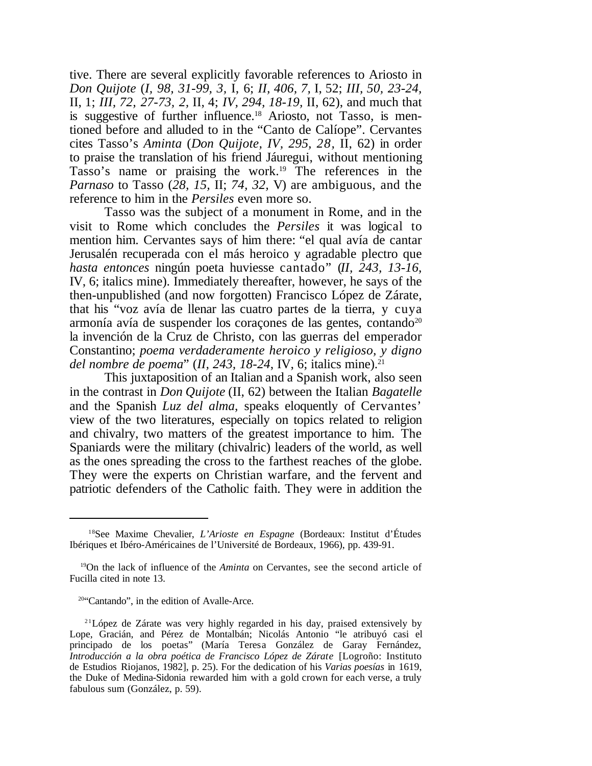tive. There are several explicitly favorable references to Ariosto in *Don Quijote* (*I, 98, 31-99, 3,* I, 6; *II, 406, 7,* I, 52; *III, 50, 23-24,* II, 1; *III, 72, 27-73, 2,* II, 4; *IV, 294, 18-19,* II, 62), and much that is suggestive of further influence.[18] Ariosto, not Tasso, is mentioned before and alluded to in the "Canto de Calíope". Cervantes cites Tasso's *Aminta* (*Don Quijote, IV, 295, 28,* II, 62) in order to praise the translation of his friend Jáuregui, without mentioning Tasso's name or praising the work.[19] The references in the *Parnaso* to Tasso (*28, 15,* II; *74, 32,* V) are ambiguous, and the reference to him in the *Persiles* even more so.

Tasso was the subject of a monument in Rome, and in the visit to Rome which concludes the *Persiles* it was logical to mention him. Cervantes says of him there: "el qual avía de cantar Jerusalén recuperada con el más heroico y agradable plectro que *hasta entonces* ningún poeta huviesse cantado" (*II, 243, 13-16,* IV, 6; italics mine). Immediately thereafter, however, he says of the then-unpublished (and now forgotten) Francisco López de Zárate, that his "voz avía de llenar las cuatro partes de la tierra, y cuya armonía avía de suspender los coraçones de las gentes, contando[20] la invención de la Cruz de Christo, con las guerras del emperador Constantino; *poema verdaderamente heroico y religioso, y digno del nombre de poema*" (*II, 243, 18-24,* IV, 6; italics mine).[21]

This juxtaposition of an Italian and a Spanish work, also seen in the contrast in *Don Quijote* (II, 62) between the Italian *Bagatelle* and the Spanish *Luz del alma*, speaks eloquently of Cervantes' view of the two literatures, especially on topics related to religion and chivalry, two matters of the greatest importance to him. The Spaniards were the military (chivalric) leaders of the world, as well as the ones spreading the cross to the farthest reaches of the globe. They were the experts on Christian warfare, and the fervent and patriotic defenders of the Catholic faith. They were in addition the

---

[18] See Maxime Chevalier, *L'Arioste en Espagne* (Bordeaux: Institut d'Études Ibériques et Ibéro-Américaines de l'Université de Bordeaux, 1966), pp. 439-91.

[19] On the lack of influence of the *Aminta* on Cervantes, see the second article of Fucilla cited in note 13.

[20] "Cantando", in the edition of Avalle-Arce.

[21] López de Zárate was very highly regarded in his day, praised extensively by Lope, Gracián, and Pérez de Montalbán; Nicolás Antonio "le atribuyó casi el principado de los poetas" (María Teresa González de Garay Fernández, *Introducción a la obra poética de Francisco López de Zárate* [Logroño: Instituto de Estudios Riojanos, 1982], p. 25). For the dedication of his *Varias poesías* in 1619, the Duke of Medina-Sidonia rewarded him with a gold crown for each verse, a truly fabulous sum (González, p. 59).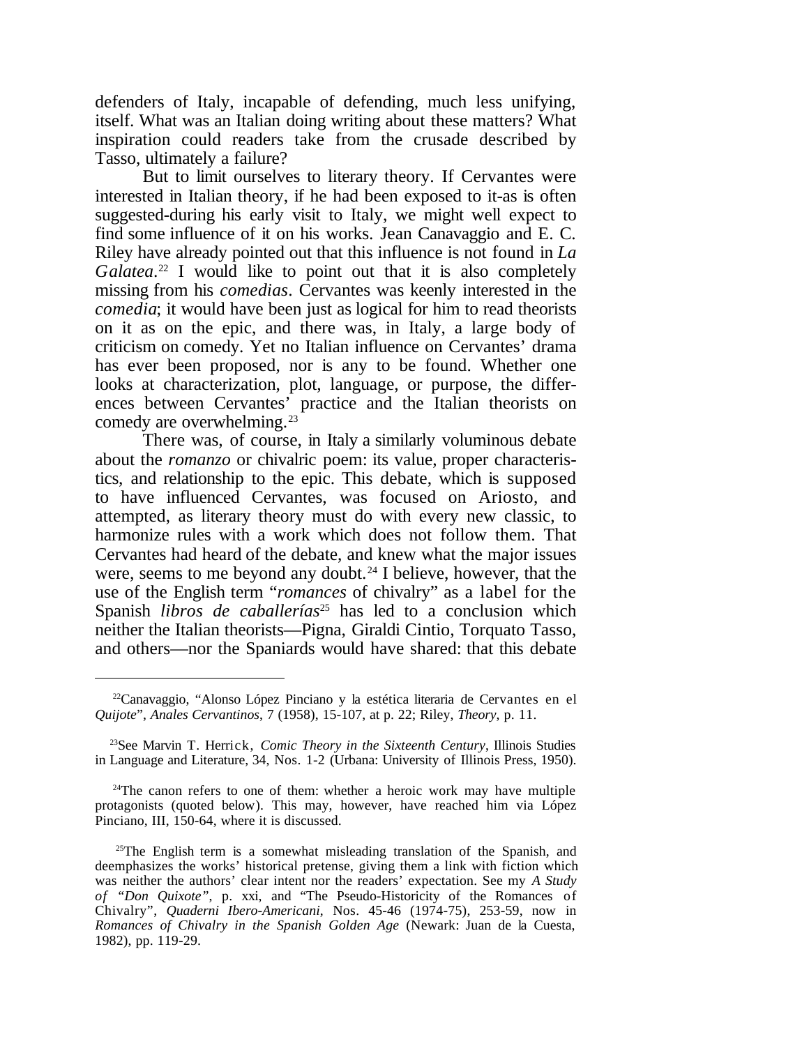defenders of Italy, incapable of defending, much less unifying, itself. What was an Italian doing writing about these matters? What inspiration could readers take from the crusade described by Tasso, ultimately a failure?

But to limit ourselves to literary theory. If Cervantes were interested in Italian theory, if he had been exposed to it-as is often suggested-during his early visit to Italy, we might well expect to find some influence of it on his works. Jean Canavaggio and E. C. Riley have already pointed out that this influence is not found in *La Galatea*.[22] I would like to point out that it is also completely missing from his *comedias*. Cervantes was keenly interested in the *comedia*; it would have been just as logical for him to read theorists on it as on the epic, and there was, in Italy, a large body of criticism on comedy. Yet no Italian influence on Cervantes' drama has ever been proposed, nor is any to be found. Whether one looks at characterization, plot, language, or purpose, the differences between Cervantes' practice and the Italian theorists on comedy are overwhelming.[23]

There was, of course, in Italy a similarly voluminous debate about the *romanzo* or chivalric poem: its value, proper characteristics, and relationship to the epic. This debate, which is supposed to have influenced Cervantes, was focused on Ariosto, and attempted, as literary theory must do with every new classic, to harmonize rules with a work which does not follow them. That Cervantes had heard of the debate, and knew what the major issues were, seems to me beyond any doubt.[24] I believe, however, that the use of the English term "*romances* of chivalry" as a label for the Spanish *libros de caballerías*[25] has led to a conclusion which neither the Italian theorists—Pigna, Giraldi Cintio, Torquato Tasso, and others—nor the Spaniards would have shared: that this debate

---

[22]Canavaggio, "Alonso López Pinciano y la estética literaria de Cervantes en el *Quijote*", *Anales Cervantinos*, 7 (1958), 15-107, at p. 22; Riley, *Theory*, p. 11.

[23]See Marvin T. Herrick, *Comic Theory in the Sixteenth Century*, Illinois Studies in Language and Literature, 34, Nos. 1-2 (Urbana: University of Illinois Press, 1950).

[24]The canon refers to one of them: whether a heroic work may have multiple protagonists (quoted below). This may, however, have reached him via López Pinciano, III, 150-64, where it is discussed.

[25]The English term is a somewhat misleading translation of the Spanish, and deemphasizes the works' historical pretense, giving them a link with fiction which was neither the authors' clear intent nor the readers' expectation. See my *A Study of "Don Quixote"*, p. xxi, and "The Pseudo-Historicity of the Romances of Chivalry", *Quaderni Ibero-Americani*, Nos. 45-46 (1974-75), 253-59, now in *Romances of Chivalry in the Spanish Golden Age* (Newark: Juan de la Cuesta, 1982), pp. 119-29.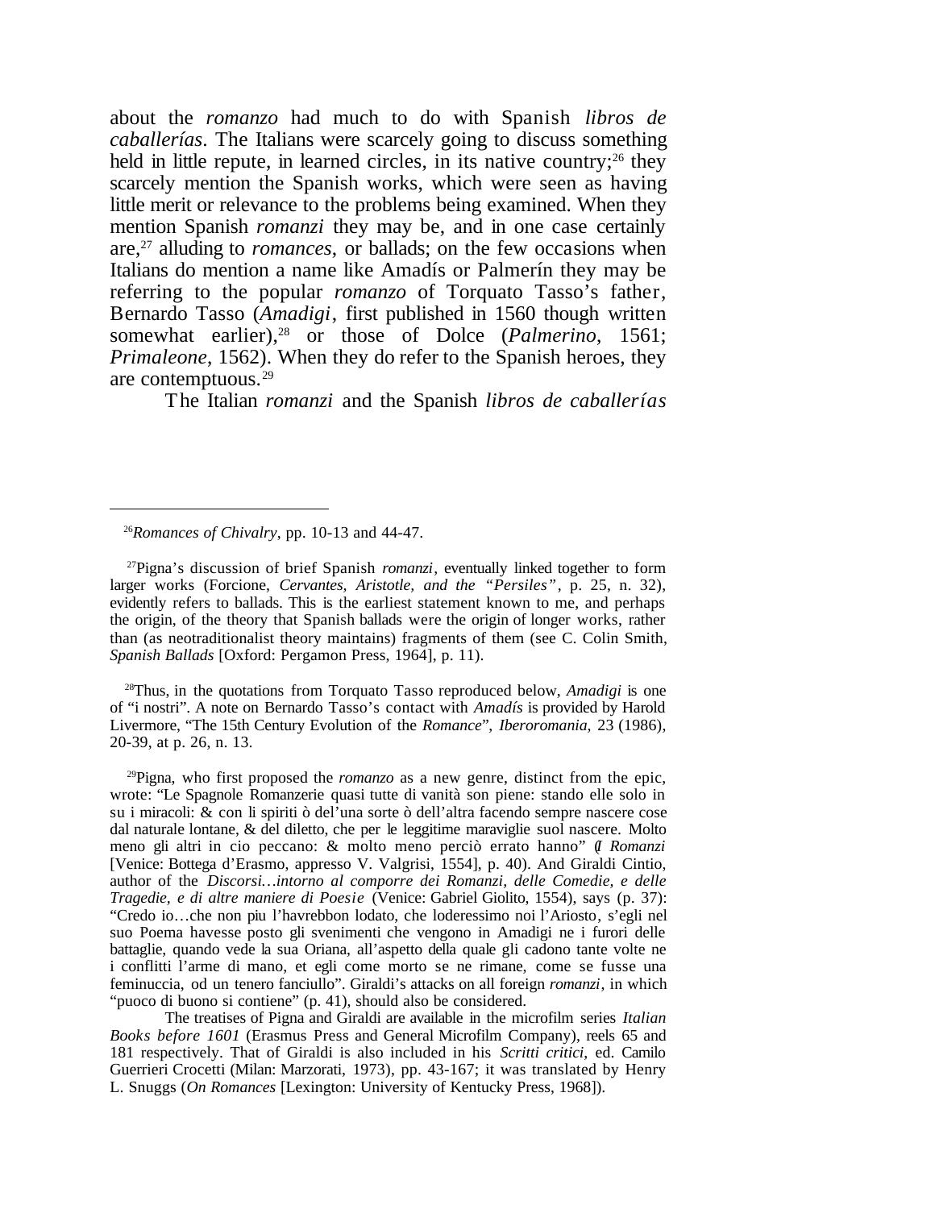about the *romanzo* had much to do with Spanish *libros de caballerías*. The Italians were scarcely going to discuss something held in little repute, in learned circles, in its native country;[26] they scarcely mention the Spanish works, which were seen as having little merit or relevance to the problems being examined. When they mention Spanish *romanzi* they may be, and in one case certainly are,[27] alluding to *romances*, or ballads; on the few occasions when Italians do mention a name like Amadís or Palmerín they may be referring to the popular *romanzo* of Torquato Tasso's father, Bernardo Tasso (*Amadigi*, first published in 1560 though written somewhat earlier),[28] or those of Dolce (*Palmerino*, 1561; *Primaleone*, 1562). When they do refer to the Spanish heroes, they are contemptuous.[29]

The Italian *romanzi* and the Spanish *libros de caballerías*

---

[26]*Romances of Chivalry*, pp. 10-13 and 44-47.

[27]Pigna's discussion of brief Spanish *romanzi*, eventually linked together to form larger works (Forcione, *Cervantes, Aristotle, and the "Persiles"*, p. 25, n. 32), evidently refers to ballads. This is the earliest statement known to me, and perhaps the origin, of the theory that Spanish ballads were the origin of longer works, rather than (as neotraditionalist theory maintains) fragments of them (see C. Colin Smith, *Spanish Ballads* [Oxford: Pergamon Press, 1964], p. 11).

[28]Thus, in the quotations from Torquato Tasso reproduced below, *Amadigi* is one of "i nostri". A note on Bernardo Tasso's contact with *Amadís* is provided by Harold Livermore, "The 15th Century Evolution of the *Romance*", *Iberoromania*, 23 (1986), 20-39, at p. 26, n. 13.

[29]Pigna, who first proposed the *romanzo* as a new genre, distinct from the epic, wrote: "Le Spagnole Romanzerie quasi tutte di vanità son piene: stando elle solo in su i miracoli: & con li spiriti ò del'una sorte ò dell'altra facendo sempre nascere cose dal naturale lontane, & del diletto, che per le leggitime maraviglie suol nascere. Molto meno gli altri in cio peccano: & molto meno perciò errato hanno" (*I Romanzi* [Venice: Bottega d'Erasmo, appresso V. Valgrisi, 1554], p. 40). And Giraldi Cintio, author of the *Discorsi…intorno al comporre dei Romanzi, delle Comedie, e delle Tragedie, e di altre maniere di Poesie* (Venice: Gabriel Giolito, 1554), says (p. 37): "Credo io…che non piu l'havrebbon lodato, che loderessimo noi l'Ariosto, s'egli nel suo Poema havesse posto gli svenimenti che vengono in Amadigi ne i furori delle battaglie, quando vede la sua Oriana, all'aspetto della quale gli cadono tante volte ne i conflitti l'arme di mano, et egli come morto se ne rimane, come se fusse una feminuccia, od un tenero fanciullo". Giraldi's attacks on all foreign *romanzi*, in which "puoco di buono si contiene" (p. 41), should also be considered.

The treatises of Pigna and Giraldi are available in the microfilm series *Italian Books before 1601* (Erasmus Press and General Microfilm Company), reels 65 and 181 respectively. That of Giraldi is also included in his *Scritti critici*, ed. Camilo Guerrieri Crocetti (Milan: Marzorati, 1973), pp. 43-167; it was translated by Henry L. Snuggs (*On Romances* [Lexington: University of Kentucky Press, 1968]).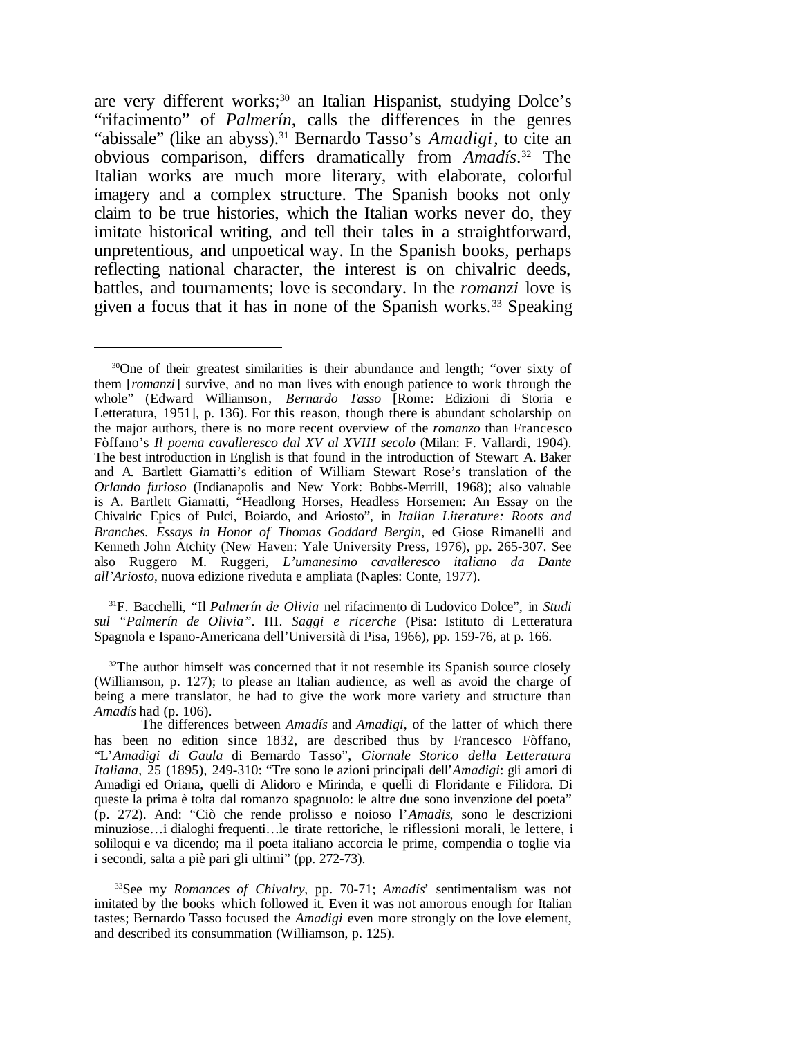are very different works;[30] an Italian Hispanist, studying Dolce's "rifacimento" of *Palmerín*, calls the differences in the genres "abissale" (like an abyss).[31] Bernardo Tasso's *Amadigi*, to cite an obvious comparison, differs dramatically from *Amadís*.[32] The Italian works are much more literary, with elaborate, colorful imagery and a complex structure. The Spanish books not only claim to be true histories, which the Italian works never do, they imitate historical writing, and tell their tales in a straightforward, unpretentious, and unpoetical way. In the Spanish books, perhaps reflecting national character, the interest is on chivalric deeds, battles, and tournaments; love is secondary. In the *romanzi* love is given a focus that it has in none of the Spanish works.[33] Speaking

---

[30]One of their greatest similarities is their abundance and length; "over sixty of them [*romanzi*] survive, and no man lives with enough patience to work through the whole" (Edward Williamson, *Bernardo Tasso* [Rome: Edizioni di Storia e Letteratura, 1951], p. 136). For this reason, though there is abundant scholarship on the major authors, there is no more recent overview of the *romanzo* than Francesco Fòffano's *Il poema cavalleresco dal XV al XVIII secolo* (Milan: F. Vallardi, 1904). The best introduction in English is that found in the introduction of Stewart A. Baker and A. Bartlett Giamatti's edition of William Stewart Rose's translation of the *Orlando furioso* (Indianapolis and New York: Bobbs-Merrill, 1968); also valuable is A. Bartlett Giamatti, "Headlong Horses, Headless Horsemen: An Essay on the Chivalric Epics of Pulci, Boiardo, and Ariosto", in *Italian Literature: Roots and Branches. Essays in Honor of Thomas Goddard Bergin*, ed Giose Rimanelli and Kenneth John Atchity (New Haven: Yale University Press, 1976), pp. 265-307. See also Ruggero M. Ruggeri, *L'umanesimo cavalleresco italiano da Dante all'Ariosto*, nuova edizione riveduta e ampliata (Naples: Conte, 1977).

[31]F. Bacchelli, "Il *Palmerín de Olivia* nel rifacimento di Ludovico Dolce", in *Studi sul "Palmerín de Olivia". III. Saggi e ricerche* (Pisa: Istituto di Letteratura Spagnola e Ispano-Americana dell'Università di Pisa, 1966), pp. 159-76, at p. 166.

[32]The author himself was concerned that it not resemble its Spanish source closely (Williamson, p. 127); to please an Italian audience, as well as avoid the charge of being a mere translator, he had to give the work more variety and structure than *Amadís* had (p. 106).

The differences between *Amadís* and *Amadigi*, of the latter of which there has been no edition since 1832, are described thus by Francesco Fòffano, "L'*Amadigi di Gaula* di Bernardo Tasso", *Giornale Storico della Letteratura Italiana*, 25 (1895), 249-310: "Tre sono le azioni principali dell'*Amadigi*: gli amori di Amadigi ed Oriana, quelli di Alidoro e Mirinda, e quelli di Floridante e Filidora. Di queste la prima è tolta dal romanzo spagnuolo: le altre due sono invenzione del poeta" (p. 272). And: "Ciò che rende prolisso e noioso l'*Amadis*, sono le descrizioni minuziose…i dialoghi frequenti…le tirate rettoriche, le riflessioni morali, le lettere, i soliloqui e va dicendo; ma il poeta italiano accorcia le prime, compendia o toglie via i secondi, salta a piè pari gli ultimi" (pp. 272-73).

[33]See my *Romances of Chivalry*, pp. 70-71; *Amadís*' sentimentalism was not imitated by the books which followed it. Even it was not amorous enough for Italian tastes; Bernardo Tasso focused the *Amadigi* even more strongly on the love element, and described its consummation (Williamson, p. 125).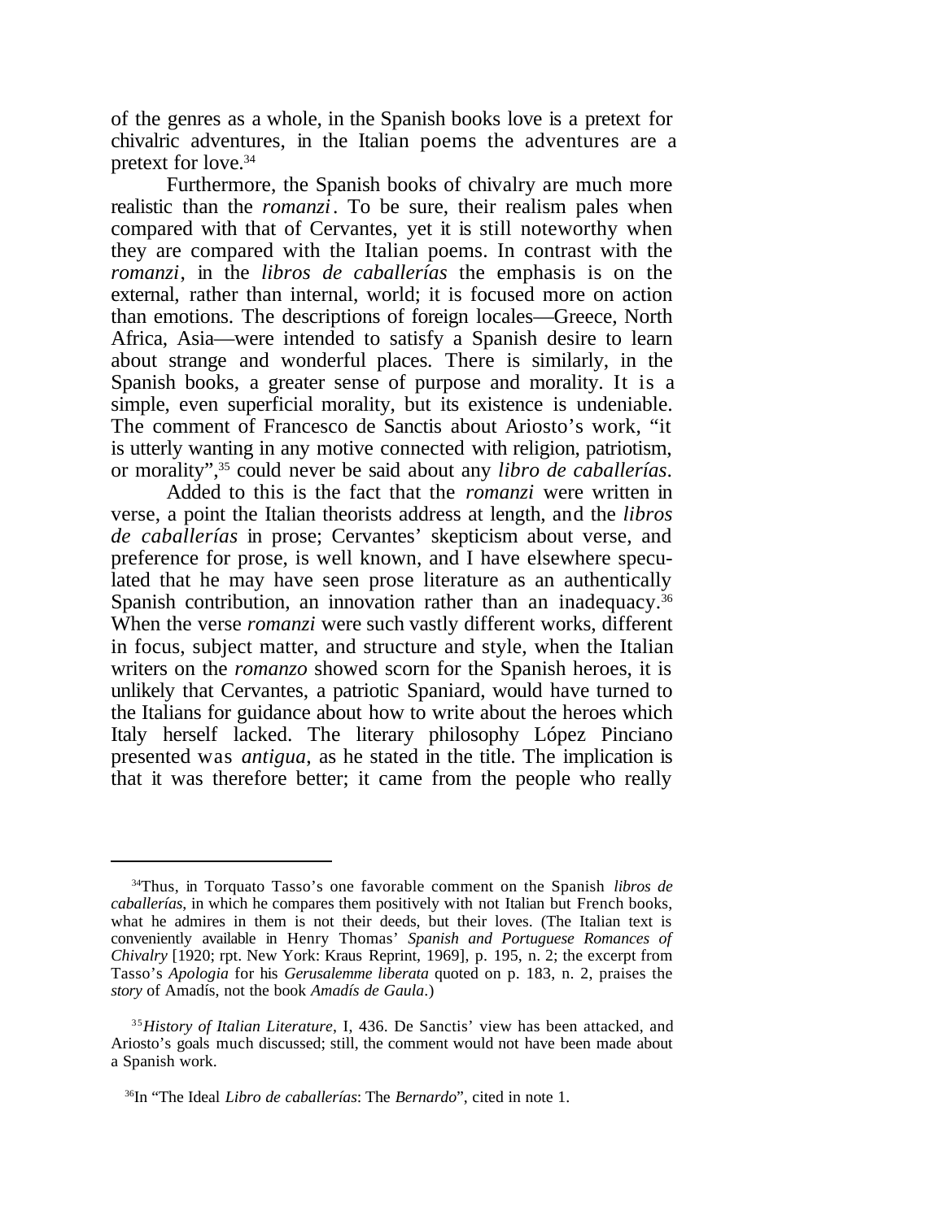of the genres as a whole, in the Spanish books love is a pretext for chivalric adventures, in the Italian poems the adventures are a pretext for love.[34]

Furthermore, the Spanish books of chivalry are much more realistic than the *romanzi*. To be sure, their realism pales when compared with that of Cervantes, yet it is still noteworthy when they are compared with the Italian poems. In contrast with the *romanzi*, in the *libros de caballerías* the emphasis is on the external, rather than internal, world; it is focused more on action than emotions. The descriptions of foreign locales—Greece, North Africa, Asia—were intended to satisfy a Spanish desire to learn about strange and wonderful places. There is similarly, in the Spanish books, a greater sense of purpose and morality. It is a simple, even superficial morality, but its existence is undeniable. The comment of Francesco de Sanctis about Ariosto's work, "it is utterly wanting in any motive connected with religion, patriotism, or morality",[35] could never be said about any *libro de caballerías*.

Added to this is the fact that the *romanzi* were written in verse, a point the Italian theorists address at length, and the *libros de caballerías* in prose; Cervantes' skepticism about verse, and preference for prose, is well known, and I have elsewhere speculated that he may have seen prose literature as an authentically Spanish contribution, an innovation rather than an inadequacy.[36] When the verse *romanzi* were such vastly different works, different in focus, subject matter, and structure and style, when the Italian writers on the *romanzo* showed scorn for the Spanish heroes, it is unlikely that Cervantes, a patriotic Spaniard, would have turned to the Italians for guidance about how to write about the heroes which Italy herself lacked. The literary philosophy López Pinciano presented was *antigua*, as he stated in the title. The implication is that it was therefore better; it came from the people who really

---

[34]Thus, in Torquato Tasso's one favorable comment on the Spanish *libros de caballerías*, in which he compares them positively with not Italian but French books, what he admires in them is not their deeds, but their loves. (The Italian text is conveniently available in Henry Thomas' *Spanish and Portuguese Romances of Chivalry* [1920; rpt. New York: Kraus Reprint, 1969], p. 195, n. 2; the excerpt from Tasso's *Apologia* for his *Gerusalemme liberata* quoted on p. 183, n. 2, praises the *story* of Amadís, not the book *Amadís de Gaula*.)

[35]*History of Italian Literature*, I, 436. De Sanctis' view has been attacked, and Ariosto's goals much discussed; still, the comment would not have been made about a Spanish work.

[36]In "The Ideal *Libro de caballerías*: The *Bernardo*", cited in note 1.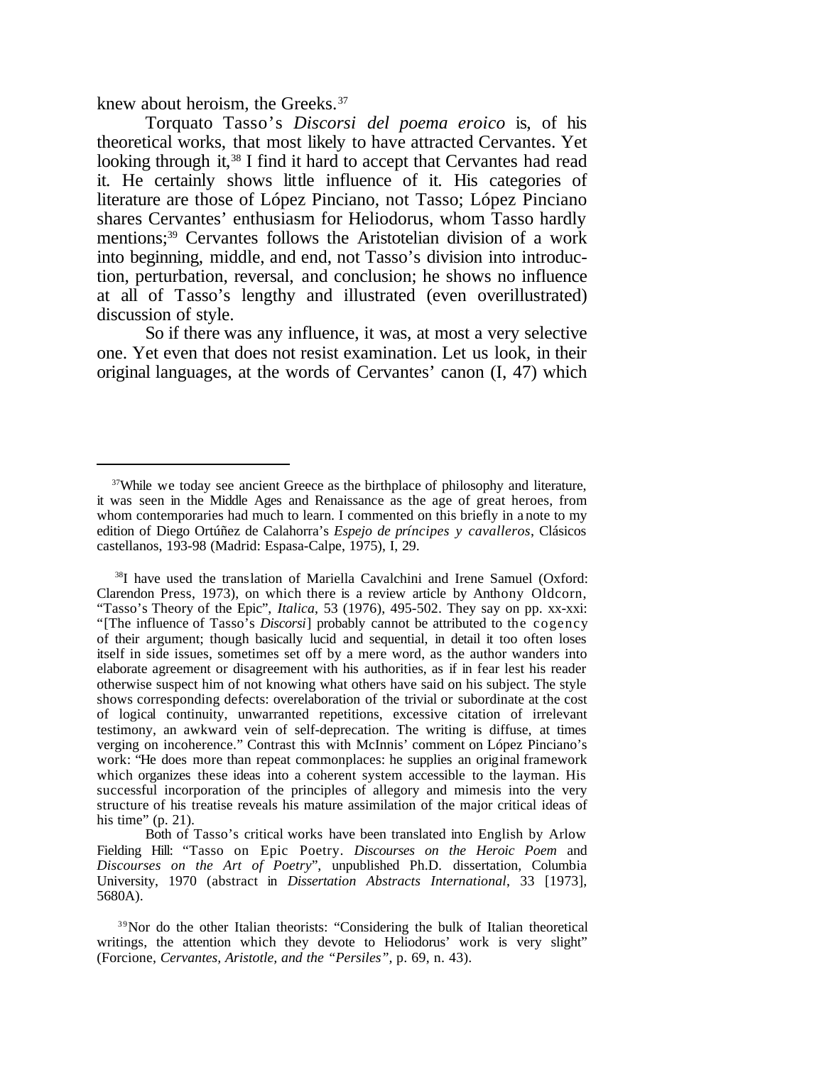knew about heroism, the Greeks.[37]

Torquato Tasso's *Discorsi del poema eroico* is, of his theoretical works, that most likely to have attracted Cervantes. Yet looking through it,[38] I find it hard to accept that Cervantes had read it. He certainly shows little influence of it. His categories of literature are those of López Pinciano, not Tasso; López Pinciano shares Cervantes' enthusiasm for Heliodorus, whom Tasso hardly mentions;[39] Cervantes follows the Aristotelian division of a work into beginning, middle, and end, not Tasso's division into introduction, perturbation, reversal, and conclusion; he shows no influence at all of Tasso's lengthy and illustrated (even overillustrated) discussion of style.

So if there was any influence, it was, at most a very selective one. Yet even that does not resist examination. Let us look, in their original languages, at the words of Cervantes' canon (I, 47) which

---

[37]While we today see ancient Greece as the birthplace of philosophy and literature, it was seen in the Middle Ages and Renaissance as the age of great heroes, from whom contemporaries had much to learn. I commented on this briefly in a note to my edition of Diego Ortúñez de Calahorra's *Espejo de príncipes y cavalleros*, Clásicos castellanos, 193-98 (Madrid: Espasa-Calpe, 1975), I, 29.

[38]I have used the translation of Mariella Cavalchini and Irene Samuel (Oxford: Clarendon Press, 1973), on which there is a review article by Anthony Oldcorn, "Tasso's Theory of the Epic", *Italica*, 53 (1976), 495-502. They say on pp. xx-xxi: "[The influence of Tasso's *Discorsi*] probably cannot be attributed to the cogency of their argument; though basically lucid and sequential, in detail it too often loses itself in side issues, sometimes set off by a mere word, as the author wanders into elaborate agreement or disagreement with his authorities, as if in fear lest his reader otherwise suspect him of not knowing what others have said on his subject. The style shows corresponding defects: overelaboration of the trivial or subordinate at the cost of logical continuity, unwarranted repetitions, excessive citation of irrelevant testimony, an awkward vein of self-deprecation. The writing is diffuse, at times verging on incoherence." Contrast this with McInnis' comment on López Pinciano's work: "He does more than repeat commonplaces: he supplies an original framework which organizes these ideas into a coherent system accessible to the layman. His successful incorporation of the principles of allegory and mimesis into the very structure of his treatise reveals his mature assimilation of the major critical ideas of his time" (p. 21).

Both of Tasso's critical works have been translated into English by Arlow Fielding Hill: "Tasso on Epic Poetry. *Discourses on the Heroic Poem* and *Discourses on the Art of Poetry*", unpublished Ph.D. dissertation, Columbia University, 1970 (abstract in *Dissertation Abstracts International*, 33 [1973], 5680A).

[39]Nor do the other Italian theorists: "Considering the bulk of Italian theoretical writings, the attention which they devote to Heliodorus' work is very slight" (Forcione, *Cervantes, Aristotle, and the "Persiles"*, p. 69, n. 43).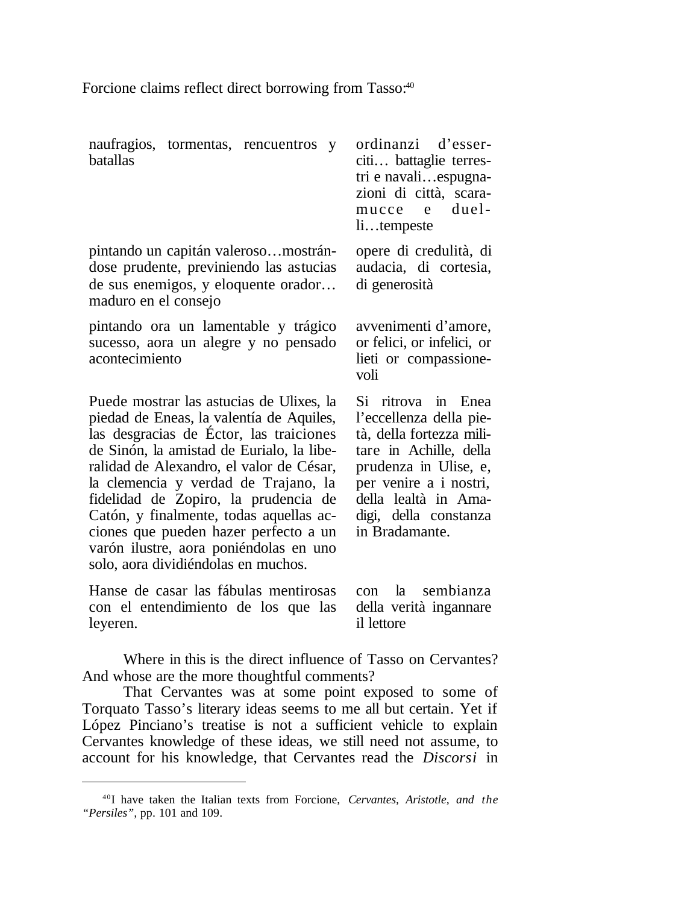Forcione claims reflect direct borrowing from Tasso:[40]

| | |
|---|---|
| naufragios, tormentas, rencuentros y batallas | ordinanzi d'esserciti… battaglie terrestri e navali…espugnazioni di città, scaramucce e duelli…tempeste |
| pintando un capitán valeroso…mostrándose prudente, previniendo las astucias de sus enemigos, y eloquente orador… maduro en el consejo | opere di credulità, di audacia, di cortesia, di generosità |
| pintando ora un lamentable y trágico sucesso, aora un alegre y no pensado acontecimiento | avvenimenti d'amore, or felici, or infelici, or lieti or compassionevoli |
| Puede mostrar las astucias de Ulixes, la piedad de Eneas, la valentía de Aquiles, las desgracias de Éctor, las traiciones de Sinón, la amistad de Eurialo, la liberalidad de Alexandro, el valor de César, la clemencia y verdad de Trajano, la fidelidad de Zopiro, la prudencia de Catón, y finalmente, todas aquellas acciones que pueden hazer perfecto a un varón ilustre, aora poniéndolas en uno solo, aora dividiéndolas en muchos. | Si ritrova in Enea l'eccellenza della pietà, della fortezza militare in Achille, della prudenza in Ulise, e, per venire a i nostri, della lealtà in Amadigi, della constanza in Bradamante. |
| Hanse de casar las fábulas mentirosas con el entendimiento de los que las leyeren. | con la sembianza della verità ingannare il lettore |

Where in this is the direct influence of Tasso on Cervantes? And whose are the more thoughtful comments?

That Cervantes was at some point exposed to some of Torquato Tasso's literary ideas seems to me all but certain. Yet if López Pinciano's treatise is not a sufficient vehicle to explain Cervantes knowledge of these ideas, we still need not assume, to account for his knowledge, that Cervantes read the *Discorsi* in

[40] I have taken the Italian texts from Forcione, *Cervantes, Aristotle, and the "Persiles"*, pp. 101 and 109.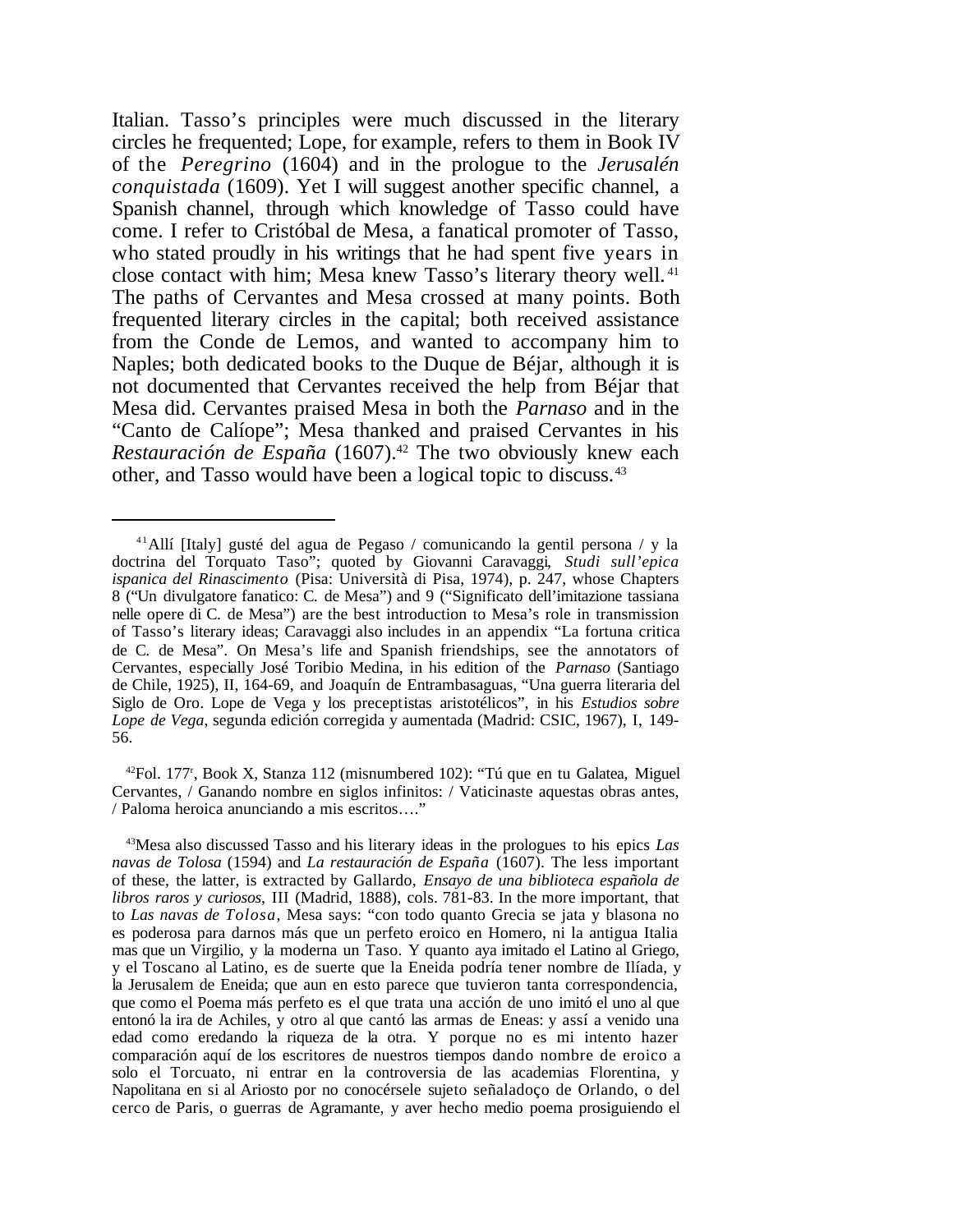Italian. Tasso's principles were much discussed in the literary circles he frequented; Lope, for example, refers to them in Book IV of the *Peregrino* (1604) and in the prologue to the *Jerusalén conquistada* (1609). Yet I will suggest another specific channel, a Spanish channel, through which knowledge of Tasso could have come. I refer to Cristóbal de Mesa, a fanatical promoter of Tasso, who stated proudly in his writings that he had spent five years in close contact with him; Mesa knew Tasso's literary theory well.[41] The paths of Cervantes and Mesa crossed at many points. Both frequented literary circles in the capital; both received assistance from the Conde de Lemos, and wanted to accompany him to Naples; both dedicated books to the Duque de Béjar, although it is not documented that Cervantes received the help from Béjar that Mesa did. Cervantes praised Mesa in both the *Parnaso* and in the "Canto de Calíope"; Mesa thanked and praised Cervantes in his *Restauración de España* (1607).[42] The two obviously knew each other, and Tasso would have been a logical topic to discuss.[43]

---

[41] Allí [Italy] gusté del agua de Pegaso / comunicando la gentil persona / y la doctrina del Torquato Taso"; quoted by Giovanni Caravaggi, *Studi sull'epica ispanica del Rinascimento* (Pisa: Università di Pisa, 1974), p. 247, whose Chapters 8 ("Un divulgatore fanatico: C. de Mesa") and 9 ("Significato dell'imitazione tassiana nelle opere di C. de Mesa") are the best introduction to Mesa's role in transmission of Tasso's literary ideas; Caravaggi also includes in an appendix "La fortuna critica de C. de Mesa". On Mesa's life and Spanish friendships, see the annotators of Cervantes, especially José Toribio Medina, in his edition of the *Parnaso* (Santiago de Chile, 1925), II, 164-69, and Joaquín de Entrambasaguas, "Una guerra literaria del Siglo de Oro. Lope de Vega y los preceptistas aristotélicos", in his *Estudios sobre Lope de Vega*, segunda edición corregida y aumentada (Madrid: CSIC, 1967), I, 149-56.

[42] Fol. 177$^{r}$, Book X, Stanza 112 (misnumbered 102): "Tú que en tu Galatea, Miguel Cervantes, / Ganando nombre en siglos infinitos: / Vaticinaste aquestas obras antes, / Paloma heroica anunciando a mis escritos…."

[43] Mesa also discussed Tasso and his literary ideas in the prologues to his epics *Las navas de Tolosa* (1594) and *La restauración de España* (1607). The less important of these, the latter, is extracted by Gallardo, *Ensayo de una biblioteca española de libros raros y curiosos*, III (Madrid, 1888), cols. 781-83. In the more important, that to *Las navas de Tolosa*, Mesa says: "con todo quanto Grecia se jata y blasona no es poderosa para darnos más que un perfeto eroico en Homero, ni la antigua Italia mas que un Virgilio, y la moderna un Taso. Y quanto aya imitado el Latino al Griego, y el Toscano al Latino, es de suerte que la Eneida podría tener nombre de Ilíada, y la Jerusalem de Eneida; que aun en esto parece que tuvieron tanta correspondencia, que como el Poema más perfeto es el que trata una acción de uno imitó el uno al que entonó la ira de Achiles, y otro al que cantó las armas de Eneas: y assí a venido una edad como eredando la riqueza de la otra. Y porque no es mi intento hazer comparación aquí de los escritores de nuestros tiempos dando nombre de eroico a solo el Torcuato, ni entrar en la controversia de las academias Florentina, y Napolitana en si al Ariosto por no conocérsele sujeto señaladoço de Orlando, o del cerco de Paris, o guerras de Agramante, y aver hecho medio poema prosiguiendo el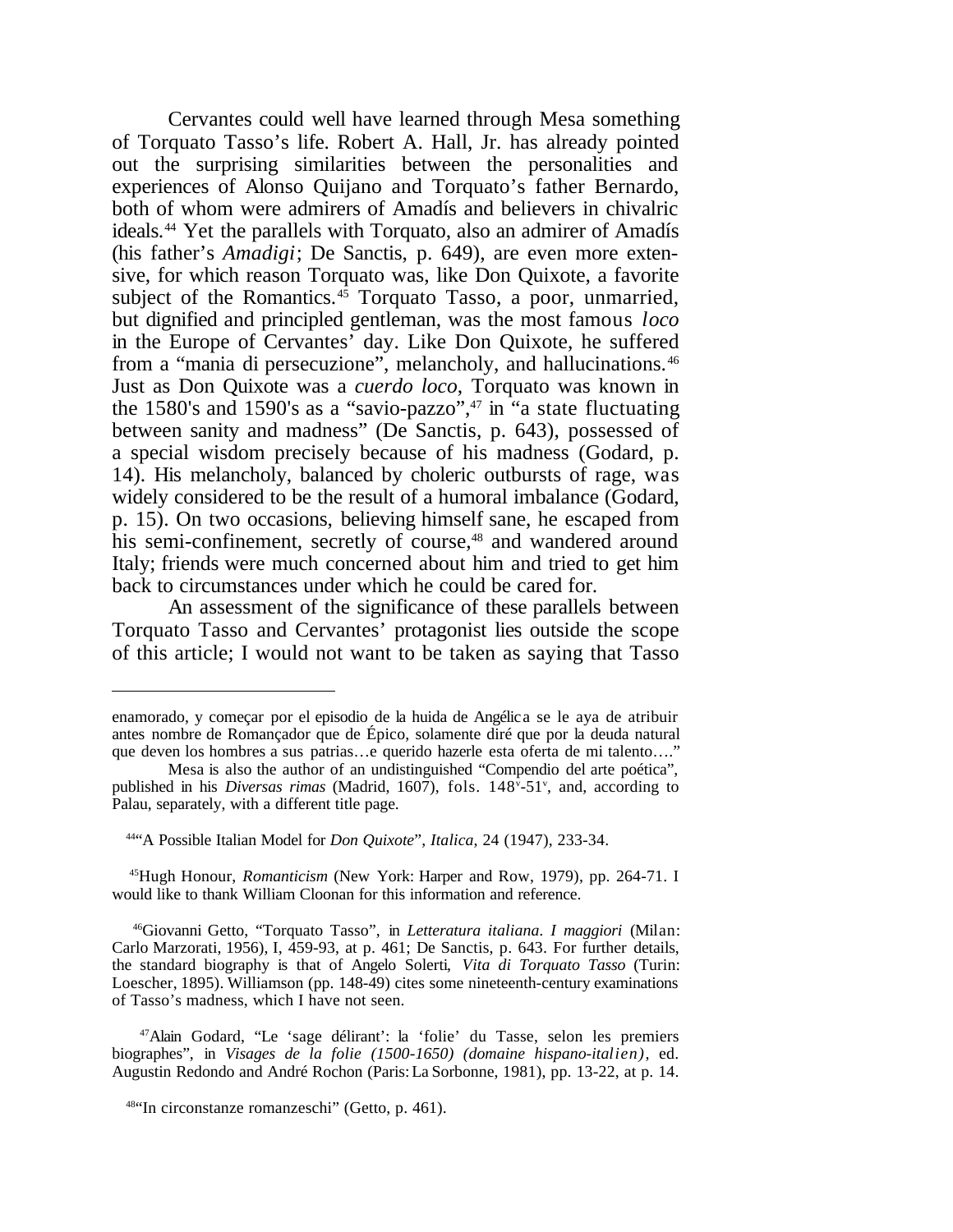Cervantes could well have learned through Mesa something of Torquato Tasso's life. Robert A. Hall, Jr. has already pointed out the surprising similarities between the personalities and experiences of Alonso Quijano and Torquato's father Bernardo, both of whom were admirers of Amadís and believers in chivalric ideals.[44] Yet the parallels with Torquato, also an admirer of Amadís (his father's *Amadigi*; De Sanctis, p. 649), are even more extensive, for which reason Torquato was, like Don Quixote, a favorite subject of the Romantics.[45] Torquato Tasso, a poor, unmarried, but dignified and principled gentleman, was the most famous *loco* in the Europe of Cervantes' day. Like Don Quixote, he suffered from a "mania di persecuzione", melancholy, and hallucinations.[46] Just as Don Quixote was a *cuerdo loco*, Torquato was known in the 1580's and 1590's as a "savio-pazzo",[47] in "a state fluctuating between sanity and madness" (De Sanctis, p. 643), possessed of a special wisdom precisely because of his madness (Godard, p. 14). His melancholy, balanced by choleric outbursts of rage, was widely considered to be the result of a humoral imbalance (Godard, p. 15). On two occasions, believing himself sane, he escaped from his semi-confinement, secretly of course,[48] and wandered around Italy; friends were much concerned about him and tried to get him back to circumstances under which he could be cared for.

An assessment of the significance of these parallels between Torquato Tasso and Cervantes' protagonist lies outside the scope of this article; I would not want to be taken as saying that Tasso

---

enamorado, y començar por el episodio de la huida de Angélica se le aya de atribuir antes nombre de Romançador que de Épico, solamente diré que por la deuda natural que deven los hombres a sus patrias…e querido hazerle esta oferta de mi talento…."

Mesa is also the author of an undistinguished "Compendio del arte poética", published in his *Diversas rimas* (Madrid, 1607), fols. 148v-51v, and, according to Palau, separately, with a different title page.

[44] "A Possible Italian Model for *Don Quixote*", *Italica*, 24 (1947), 233-34.

[45] Hugh Honour, *Romanticism* (New York: Harper and Row, 1979), pp. 264-71. I would like to thank William Cloonan for this information and reference.

[46] Giovanni Getto, "Torquato Tasso", in *Letteratura italiana. I maggiori* (Milan: Carlo Marzorati, 1956), I, 459-93, at p. 461; De Sanctis, p. 643. For further details, the standard biography is that of Angelo Solerti, *Vita di Torquato Tasso* (Turin: Loescher, 1895). Williamson (pp. 148-49) cites some nineteenth-century examinations of Tasso's madness, which I have not seen.

[47] Alain Godard, "Le 'sage délirant': la 'folie' du Tasse, selon les premiers biographes", in *Visages de la folie (1500-1650) (domaine hispano-italien)*, ed. Augustin Redondo and André Rochon (Paris: La Sorbonne, 1981), pp. 13-22, at p. 14.

[48] "In circonstanze romanzeschi" (Getto, p. 461).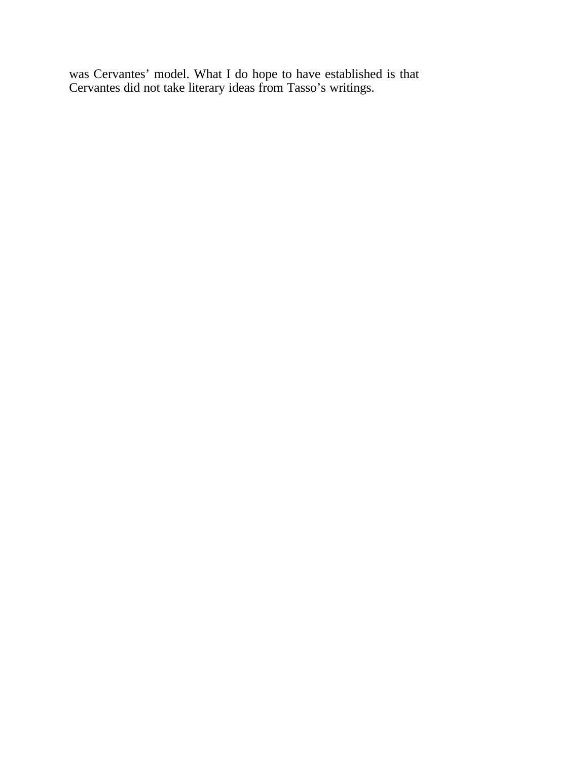was Cervantes' model. What I do hope to have established is that Cervantes did not take literary ideas from Tasso's writings.